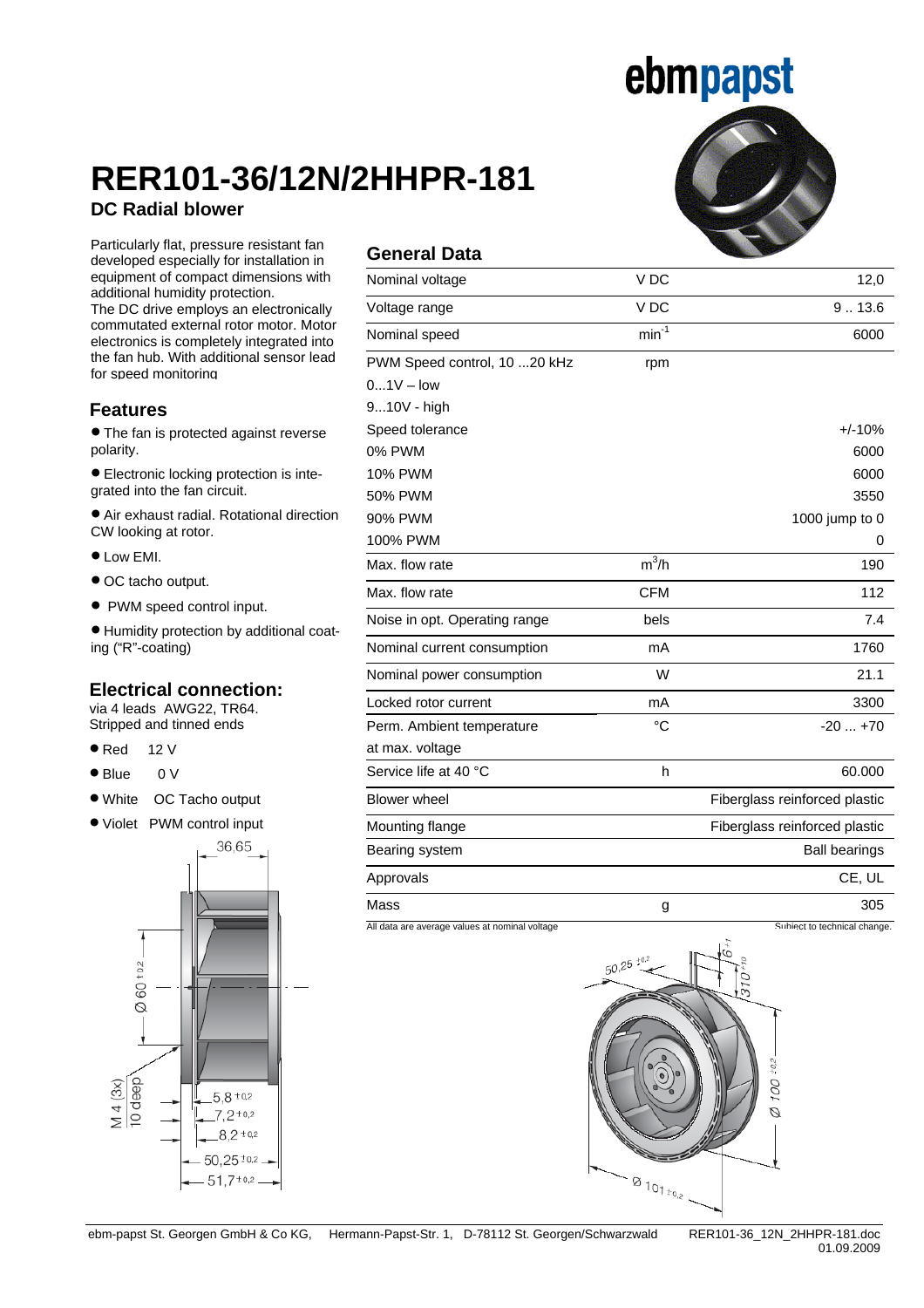ebmpapst

# RER101-36/12N/2HHPR-181

## DC Radial blower

Particularly flat, pressure resistant fan developed especially for installation in equipment of compact dimensions with additional humidity protection.
The DC drive employs an electronically commutated external rotor motor. Motor electronics is completely integrated into the fan hub. With additional sensor lead for speed monitoring

### Features

- The fan is protected against reverse polarity.
- Electronic locking protection is integrated into the fan circuit.
- Air exhaust radial. Rotational direction CW looking at rotor.
- Low EMI.
- OC tacho output.
- PWM speed control input.
- Humidity protection by additional coating ("R"-coating)

### Electrical connection:

via 4 leads AWG22, TR64.
Stripped and tinned ends

- Red 12 V
- Blue 0 V
- White OC Tacho output
- Violet PWM control input

### General Data

| | | |
|---|---|---|
| Nominal voltage | V DC | 12,0 |
| Voltage range | V DC | 9 .. 13.6 |
| Nominal speed | $min^{-1}$ | 6000 |
| PWM Speed control, 10 ...20 kHz | rpm | |
| 0...1V – low | | |
| 9...10V - high | | |
| Speed tolerance | | +/-10% |
| 0% PWM | | 6000 |
| 10% PWM | | 6000 |
| 50% PWM | | 3550 |
| 90% PWM | | 1000 jump to 0 |
| 100% PWM | | 0 |
| Max. flow rate | $m^3/h$ | 190 |
| Max. flow rate | CFM | 112 |
| Noise in opt. Operating range | bels | 7.4 |
| Nominal current consumption | mA | 1760 |
| Nominal power consumption | W | 21.1 |
| Locked rotor current | mA | 3300 |
| Perm. Ambient temperature at max. voltage | °C | -20 ... +70 |
| Service life at 40 °C | h | 60.000 |
| Blower wheel | | Fiberglass reinforced plastic |
| Mounting flange | | Fiberglass reinforced plastic |
| Bearing system | | Ball bearings |
| Approvals | | CE, UL |
| Mass | g | 305 |

All data are average values at nominal voltage — Subject to technical change.

Dimensions: 36,65; Ø 60 ±0,2; M 4 (3x) 10 deep; 5,8 ±0,2; 7,2 ±0,2; 8,2 ±0,2; 50,25 ±0,2; 51,7 ±0,2; 6 ±1; 310 ±10; Ø 100 ±0,2; Ø 101 ±0,2

ebm-papst St. Georgen GmbH & Co KG, Hermann-Papst-Str. 1, D-78112 St. Georgen/Schwarzwald — RER101-36_12N_2HHPR-181.doc 01.09.2009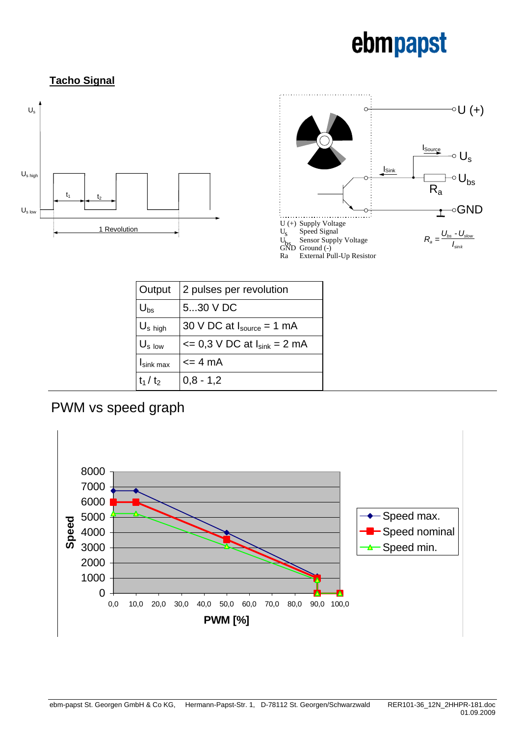ebmpapst

## Tacho Signal

$U_s$

$U_{s\ high}$

$U_{s\ low}$

$t_1$ $t_2$

1 Revolution

U (+)

$I_{Source}$

$U_s$

$I_{Sink}$

$U_{bs}$

$R_a$

GND

U (+) Supply Voltage
$U_s$ Speed Signal
$U_{bs}$ Sensor Supply Voltage
GND Ground (-)
Ra External Pull-Up Resistor

$$R_a = \frac{U_{bs} - U_{slow}}{I_{sink}}$$

| Output | 2 pulses per revolution |
|---|---|
| $U_{bs}$ | 5...30 V DC |
| $U_{s\ high}$ | 30 V DC at $I_{source}$ = 1 mA |
| $U_{s\ low}$ | <= 0,3 V DC at $I_{sink}$ = 2 mA |
| $I_{sink\ max}$ | <= 4 mA |
| $t_1 / t_2$ | 0,8 - 1,2 |

## PWM vs speed graph

Speed

8000, 7000, 6000, 5000, 4000, 3000, 2000, 1000, 0

0,0 10,0 20,0 30,0 40,0 50,0 60,0 70,0 80,0 90,0 100,0

**PWM [%]**

- Speed max.
- Speed nominal
- Speed min.

ebm-papst St. Georgen GmbH & Co KG, Hermann-Papst-Str. 1, D-78112 St. Georgen/Schwarzwald RER101-36_12N_2HHPR-181.doc 01.09.2009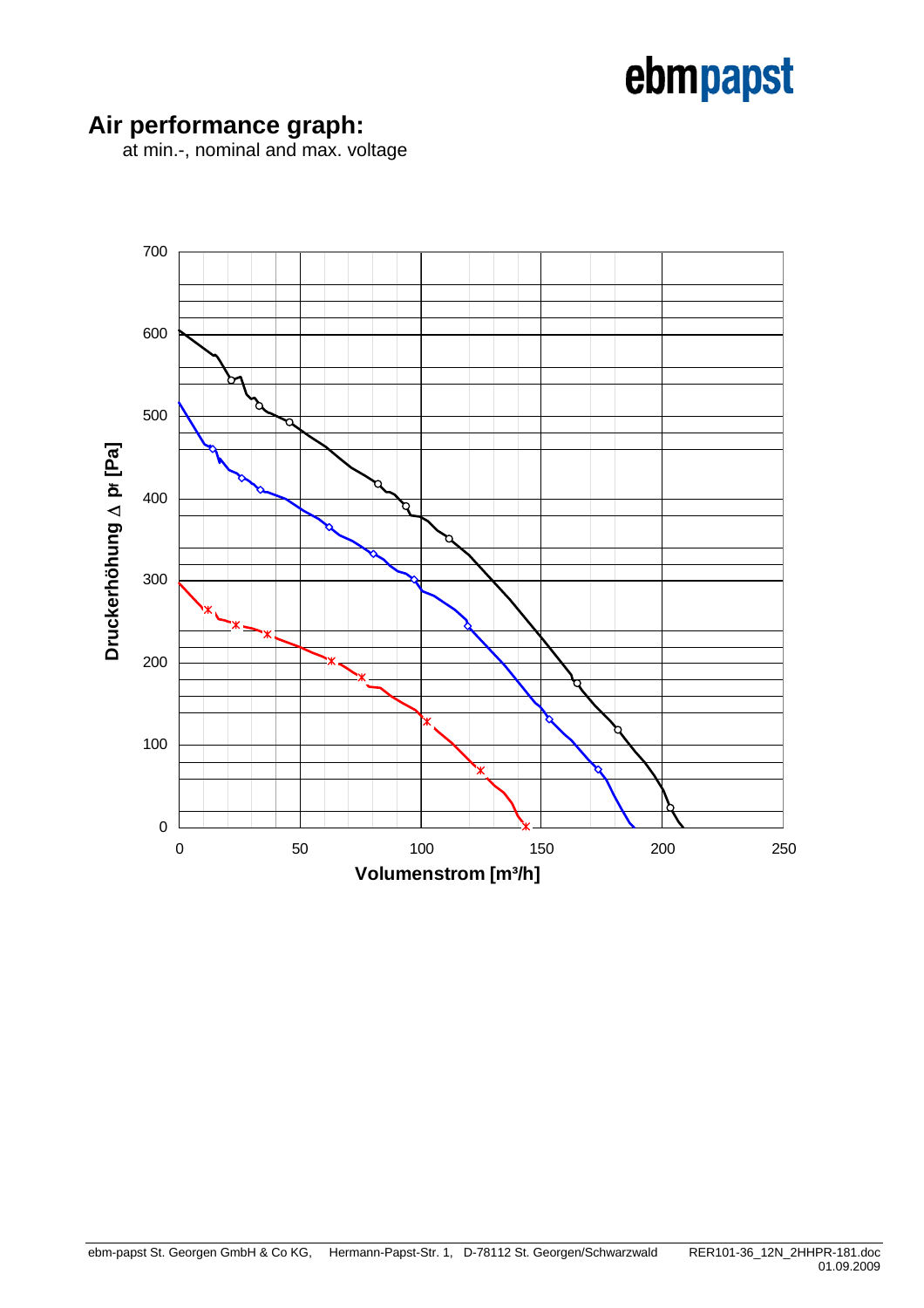ebmpapst

## Air performance graph:

at min.-, nominal and max. voltage

700
600
500
400
300
200
100
0

Druckerhöhung Δ pf [Pa]

0
50
100
150
200
250

Volumenstrom [m³/h]

ebm-papst St. Georgen GmbH & Co KG, Hermann-Papst-Str. 1, D-78112 St. Georgen/Schwarzwald

RER101-36_12N_2HHPR-181.doc
01.09.2009